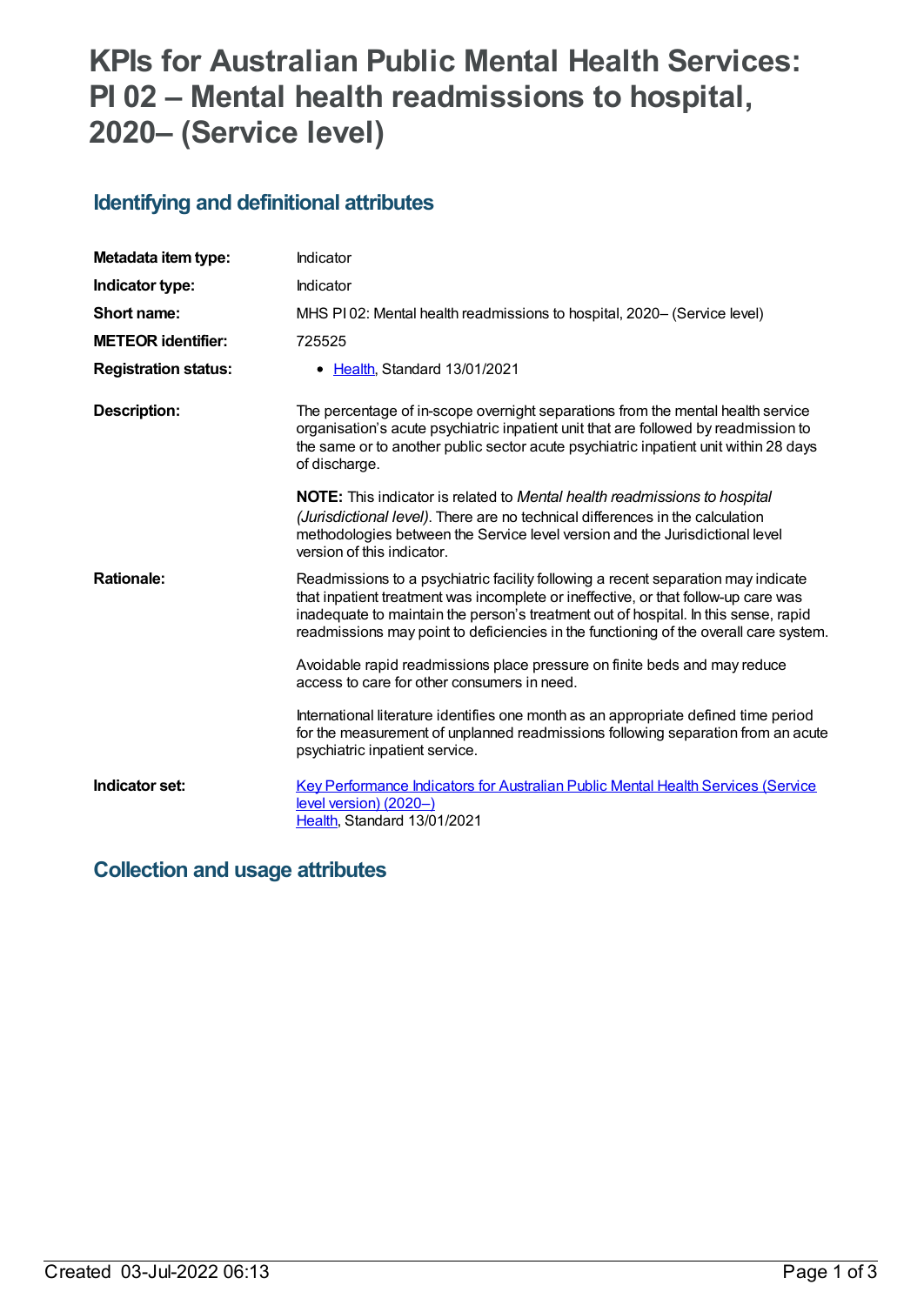# KPIs for Australian Public Mental Health Services: PI 02 – Mental health readmissions to hospital, 2020– (Service level)

## Identifying and definitional attributes

| | |
|---|---|
| **Metadata item type:** | Indicator |
| **Indicator type:** | Indicator |
| **Short name:** | MHS PI 02: Mental health readmissions to hospital, 2020– (Service level) |
| **METEOR identifier:** | 725525 |
| **Registration status:** | • Health, Standard 13/01/2021 |
| **Description:** | The percentage of in-scope overnight separations from the mental health service organisation's acute psychiatric inpatient unit that are followed by readmission to the same or to another public sector acute psychiatric inpatient unit within 28 days of discharge.<br><br>**NOTE:** This indicator is related to *Mental health readmissions to hospital (Jurisdictional level)*. There are no technical differences in the calculation methodologies between the Service level version and the Jurisdictional level version of this indicator. |
| **Rationale:** | Readmissions to a psychiatric facility following a recent separation may indicate that inpatient treatment was incomplete or ineffective, or that follow-up care was inadequate to maintain the person's treatment out of hospital. In this sense, rapid readmissions may point to deficiencies in the functioning of the overall care system.<br><br>Avoidable rapid readmissions place pressure on finite beds and may reduce access to care for other consumers in need.<br><br>International literature identifies one month as an appropriate defined time period for the measurement of unplanned readmissions following separation from an acute psychiatric inpatient service. |
| **Indicator set:** | Key Performance Indicators for Australian Public Mental Health Services (Service level version) (2020–)<br>Health, Standard 13/01/2021 |

## Collection and usage attributes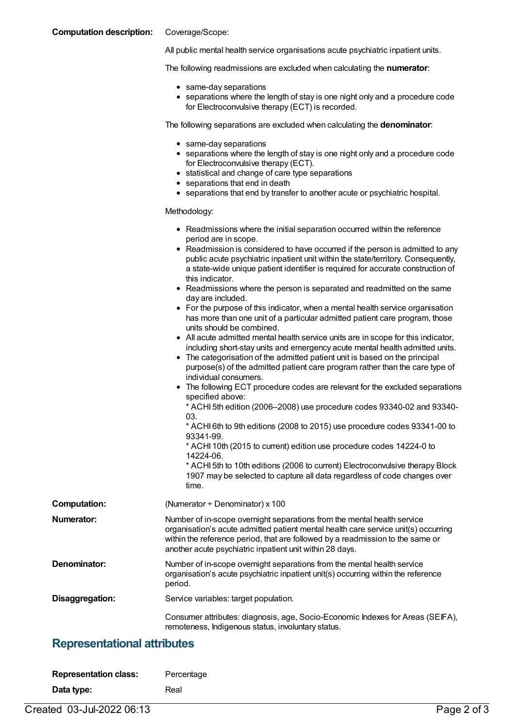**Computation description:** Coverage/Scope:

All public mental health service organisations acute psychiatric inpatient units.

The following readmissions are excluded when calculating the **numerator**:

- same-day separations
- separations where the length of stay is one night only and a procedure code for Electroconvulsive therapy (ECT) is recorded.

The following separations are excluded when calculating the **denominator**:

- same-day separations
- separations where the length of stay is one night only and a procedure code for Electroconvulsive therapy (ECT).
- statistical and change of care type separations
- separations that end in death
- separations that end by transfer to another acute or psychiatric hospital.

Methodology:

- Readmissions where the initial separation occurred within the reference period are in scope.
- Readmission is considered to have occurred if the person is admitted to any public acute psychiatric inpatient unit within the state/territory. Consequently, a state-wide unique patient identifier is required for accurate construction of this indicator.
- Readmissions where the person is separated and readmitted on the same day are included.
- For the purpose of this indicator, when a mental health service organisation has more than one unit of a particular admitted patient care program, those units should be combined.
- All acute admitted mental health service units are in scope for this indicator, including short-stay units and emergency acute mental health admitted units.
- The categorisation of the admitted patient unit is based on the principal purpose(s) of the admitted patient care program rather than the care type of individual consumers.
- The following ECT procedure codes are relevant for the excluded separations specified above:
  * ACHI 5th edition (2006–2008) use procedure codes 93340-02 and 93340-03.
  * ACHI 6th to 9th editions (2008 to 2015) use procedure codes 93341-00 to 93341-99.
  * ACHI 10th (2015 to current) edition use procedure codes 14224-0 to 14224-06.
  * ACHI 5th to 10th editions (2006 to current) Electroconvulsive therapy Block 1907 may be selected to capture all data regardless of code changes over time.

**Computation:** (Numerator ÷ Denominator) x 100

**Numerator:** Number of in-scope overnight separations from the mental health service organisation's acute admitted patient mental health care service unit(s) occurring within the reference period, that are followed by a readmission to the same or another acute psychiatric inpatient unit within 28 days.

**Denominator:** Number of in-scope overnight separations from the mental health service organisation's acute psychiatric inpatient unit(s) occurring within the reference period.

**Disaggregation:** Service variables: target population.

Consumer attributes: diagnosis, age, Socio-Economic Indexes for Areas (SEIFA), remoteness, Indigenous status, involuntary status.

## Representational attributes

**Representation class:** Percentage

**Data type:** Real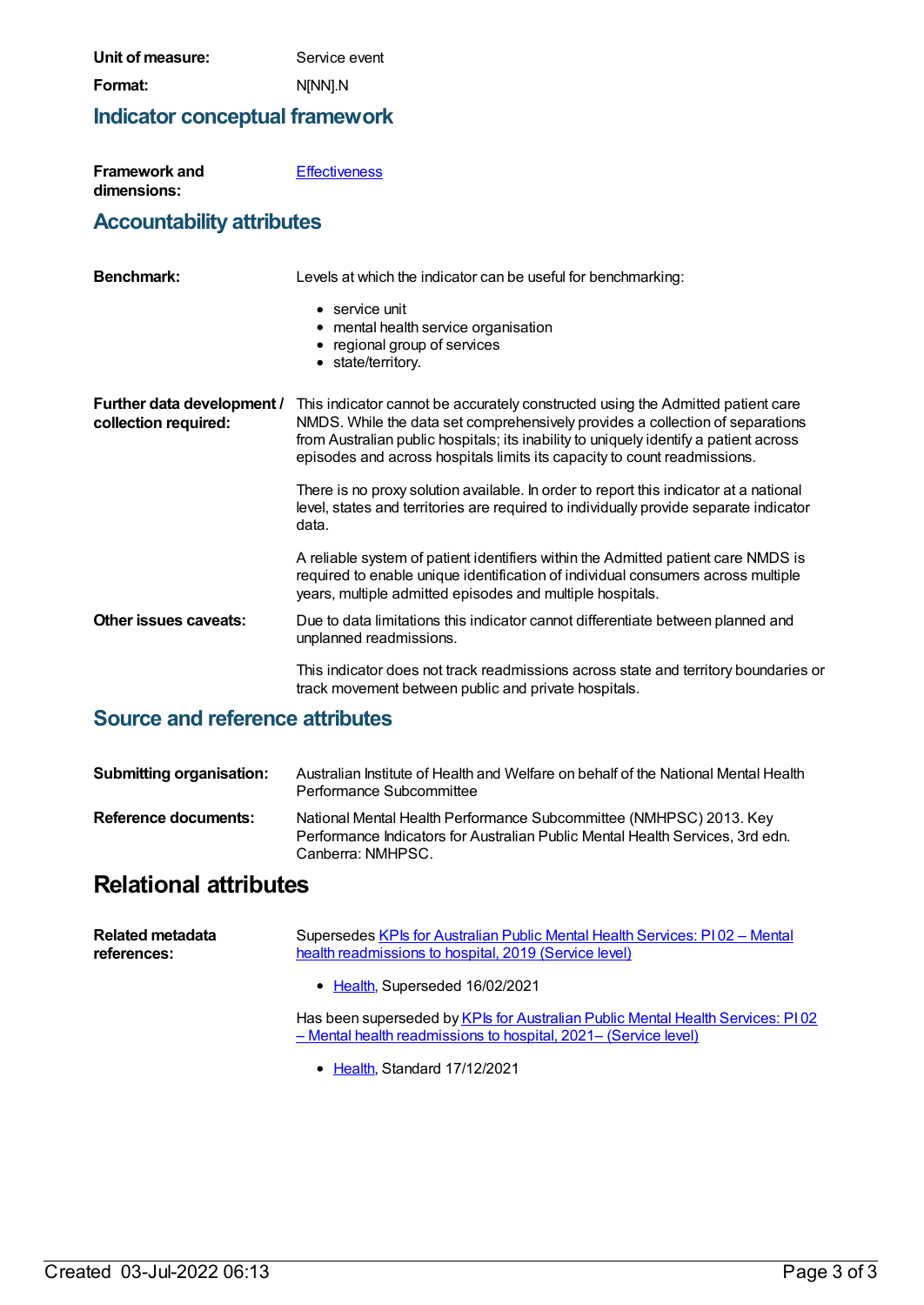**Unit of measure:** Service event

**Format:** N[NN].N

## Indicator conceptual framework

**Framework and dimensions:** [Effectiveness]

## Accountability attributes

**Benchmark:** Levels at which the indicator can be useful for benchmarking:

- service unit
- mental health service organisation
- regional group of services
- state/territory.

**Further data development / collection required:** This indicator cannot be accurately constructed using the Admitted patient care NMDS. While the data set comprehensively provides a collection of separations from Australian public hospitals; its inability to uniquely identify a patient across episodes and across hospitals limits its capacity to count readmissions.

There is no proxy solution available. In order to report this indicator at a national level, states and territories are required to individually provide separate indicator data.

A reliable system of patient identifiers within the Admitted patient care NMDS is required to enable unique identification of individual consumers across multiple years, multiple admitted episodes and multiple hospitals.

**Other issues caveats:** Due to data limitations this indicator cannot differentiate between planned and unplanned readmissions.

This indicator does not track readmissions across state and territory boundaries or track movement between public and private hospitals.

## Source and reference attributes

**Submitting organisation:** Australian Institute of Health and Welfare on behalf of the National Mental Health Performance Subcommittee

**Reference documents:** National Mental Health Performance Subcommittee (NMHPSC) 2013. Key Performance Indicators for Australian Public Mental Health Services, 3rd edn. Canberra: NMHPSC.

# Relational attributes

**Related metadata references:** Supersedes [KPIs for Australian Public Mental Health Services: PI 02 – Mental health readmissions to hospital, 2019 (Service level)]

- [Health], Superseded 16/02/2021

Has been superseded by [KPIs for Australian Public Mental Health Services: PI 02 – Mental health readmissions to hospital, 2021– (Service level)]

- [Health], Standard 17/12/2021